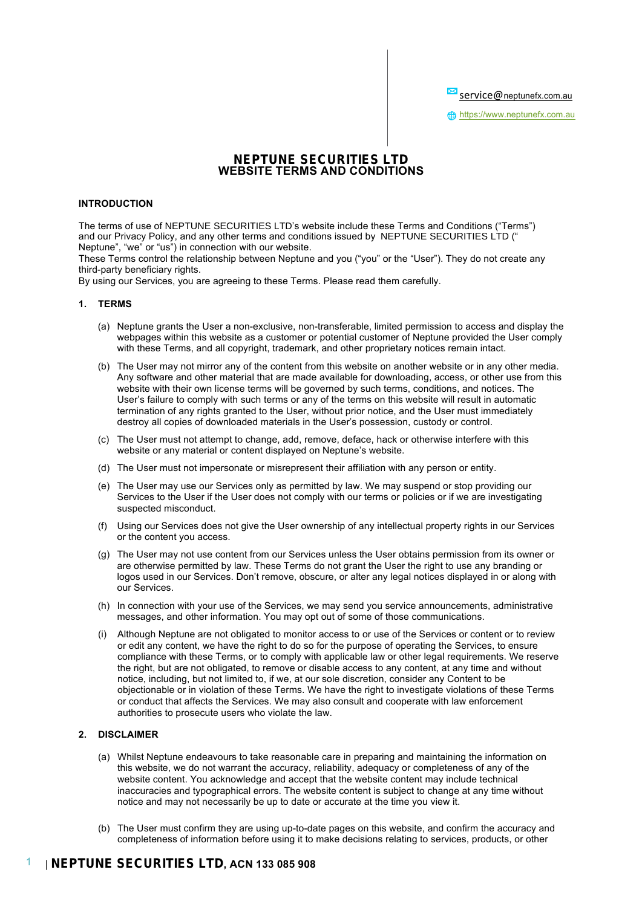service@neptunefx.com.au

https://www.neptunefx.com.au

# NEPTUNE SECURITIES LTD
## WEBSITE TERMS AND CONDITIONS

### INTRODUCTION

The terms of use of NEPTUNE SECURITIES LTD's website include these Terms and Conditions ("Terms") and our Privacy Policy, and any other terms and conditions issued by NEPTUNE SECURITIES LTD (" Neptune", "we" or "us") in connection with our website.
These Terms control the relationship between Neptune and you ("you" or the "User"). They do not create any third-party beneficiary rights.
By using our Services, you are agreeing to these Terms. Please read them carefully.

### 1. TERMS

(a) Neptune grants the User a non-exclusive, non-transferable, limited permission to access and display the webpages within this website as a customer or potential customer of Neptune provided the User comply with these Terms, and all copyright, trademark, and other proprietary notices remain intact.

(b) The User may not mirror any of the content from this website on another website or in any other media. Any software and other material that are made available for downloading, access, or other use from this website with their own license terms will be governed by such terms, conditions, and notices. The User's failure to comply with such terms or any of the terms on this website will result in automatic termination of any rights granted to the User, without prior notice, and the User must immediately destroy all copies of downloaded materials in the User's possession, custody or control.

(c) The User must not attempt to change, add, remove, deface, hack or otherwise interfere with this website or any material or content displayed on Neptune's website.

(d) The User must not impersonate or misrepresent their affiliation with any person or entity.

(e) The User may use our Services only as permitted by law. We may suspend or stop providing our Services to the User if the User does not comply with our terms or policies or if we are investigating suspected misconduct.

(f) Using our Services does not give the User ownership of any intellectual property rights in our Services or the content you access.

(g) The User may not use content from our Services unless the User obtains permission from its owner or are otherwise permitted by law. These Terms do not grant the User the right to use any branding or logos used in our Services. Don't remove, obscure, or alter any legal notices displayed in or along with our Services.

(h) In connection with your use of the Services, we may send you service announcements, administrative messages, and other information. You may opt out of some of those communications.

(i) Although Neptune are not obligated to monitor access to or use of the Services or content or to review or edit any content, we have the right to do so for the purpose of operating the Services, to ensure compliance with these Terms, or to comply with applicable law or other legal requirements. We reserve the right, but are not obligated, to remove or disable access to any content, at any time and without notice, including, but not limited to, if we, at our sole discretion, consider any Content to be objectionable or in violation of these Terms. We have the right to investigate violations of these Terms or conduct that affects the Services. We may also consult and cooperate with law enforcement authorities to prosecute users who violate the law.

### 2. DISCLAIMER

(a) Whilst Neptune endeavours to take reasonable care in preparing and maintaining the information on this website, we do not warrant the accuracy, reliability, adequacy or completeness of any of the website content. You acknowledge and accept that the website content may include technical inaccuracies and typographical errors. The website content is subject to change at any time without notice and may not necessarily be up to date or accurate at the time you view it.

(b) The User must confirm they are using up-to-date pages on this website, and confirm the accuracy and completeness of information before using it to make decisions relating to services, products, or other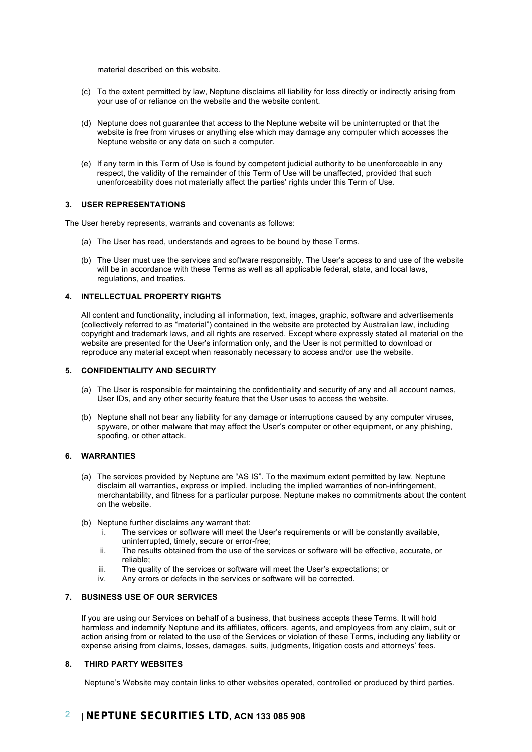material described on this website.

(c) To the extent permitted by law, Neptune disclaims all liability for loss directly or indirectly arising from your use of or reliance on the website and the website content.

(d) Neptune does not guarantee that access to the Neptune website will be uninterrupted or that the website is free from viruses or anything else which may damage any computer which accesses the Neptune website or any data on such a computer.

(e) If any term in this Term of Use is found by competent judicial authority to be unenforceable in any respect, the validity of the remainder of this Term of Use will be unaffected, provided that such unenforceability does not materially affect the parties' rights under this Term of Use.

### 3. USER REPRESENTATIONS

The User hereby represents, warrants and covenants as follows:

(a) The User has read, understands and agrees to be bound by these Terms.

(b) The User must use the services and software responsibly. The User's access to and use of the website will be in accordance with these Terms as well as all applicable federal, state, and local laws, regulations, and treaties.

### 4. INTELLECTUAL PROPERTY RIGHTS

All content and functionality, including all information, text, images, graphic, software and advertisements (collectively referred to as "material") contained in the website are protected by Australian law, including copyright and trademark laws, and all rights are reserved. Except where expressly stated all material on the website are presented for the User's information only, and the User is not permitted to download or reproduce any material except when reasonably necessary to access and/or use the website.

### 5. CONFIDENTIALITY AND SECUIRTY

(a) The User is responsible for maintaining the confidentiality and security of any and all account names, User IDs, and any other security feature that the User uses to access the website.

(b) Neptune shall not bear any liability for any damage or interruptions caused by any computer viruses, spyware, or other malware that may affect the User's computer or other equipment, or any phishing, spoofing, or other attack.

### 6. WARRANTIES

(a) The services provided by Neptune are "AS IS". To the maximum extent permitted by law, Neptune disclaim all warranties, express or implied, including the implied warranties of non-infringement, merchantability, and fitness for a particular purpose. Neptune makes no commitments about the content on the website.

(b) Neptune further disclaims any warrant that:
   i. The services or software will meet the User's requirements or will be constantly available, uninterrupted, timely, secure or error-free;
   ii. The results obtained from the use of the services or software will be effective, accurate, or reliable;
   iii. The quality of the services or software will meet the User's expectations; or
   iv. Any errors or defects in the services or software will be corrected.

### 7. BUSINESS USE OF OUR SERVICES

If you are using our Services on behalf of a business, that business accepts these Terms. It will hold harmless and indemnify Neptune and its affiliates, officers, agents, and employees from any claim, suit or action arising from or related to the use of the Services or violation of these Terms, including any liability or expense arising from claims, losses, damages, suits, judgments, litigation costs and attorneys' fees.

### 8. THIRD PARTY WEBSITES

Neptune's Website may contain links to other websites operated, controlled or produced by third parties.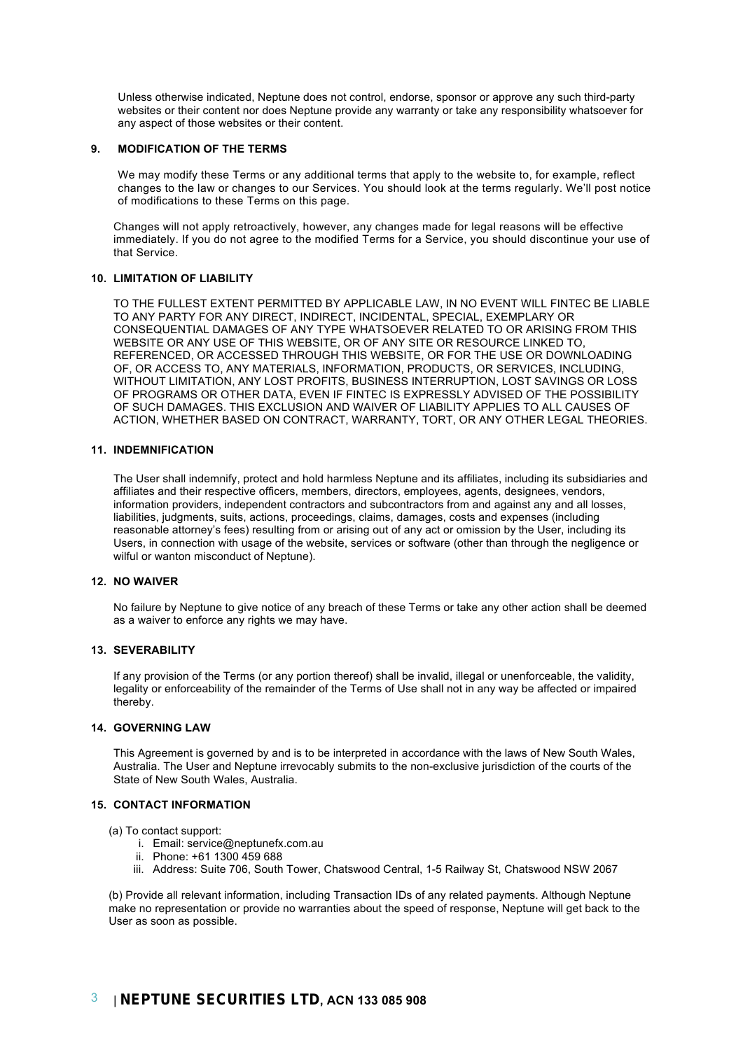Unless otherwise indicated, Neptune does not control, endorse, sponsor or approve any such third-party websites or their content nor does Neptune provide any warranty or take any responsibility whatsoever for any aspect of those websites or their content.

### 9. MODIFICATION OF THE TERMS

We may modify these Terms or any additional terms that apply to the website to, for example, reflect changes to the law or changes to our Services. You should look at the terms regularly. We'll post notice of modifications to these Terms on this page.

Changes will not apply retroactively, however, any changes made for legal reasons will be effective immediately. If you do not agree to the modified Terms for a Service, you should discontinue your use of that Service.

### 10. LIMITATION OF LIABILITY

TO THE FULLEST EXTENT PERMITTED BY APPLICABLE LAW, IN NO EVENT WILL FINTEC BE LIABLE TO ANY PARTY FOR ANY DIRECT, INDIRECT, INCIDENTAL, SPECIAL, EXEMPLARY OR CONSEQUENTIAL DAMAGES OF ANY TYPE WHATSOEVER RELATED TO OR ARISING FROM THIS WEBSITE OR ANY USE OF THIS WEBSITE, OR OF ANY SITE OR RESOURCE LINKED TO, REFERENCED, OR ACCESSED THROUGH THIS WEBSITE, OR FOR THE USE OR DOWNLOADING OF, OR ACCESS TO, ANY MATERIALS, INFORMATION, PRODUCTS, OR SERVICES, INCLUDING, WITHOUT LIMITATION, ANY LOST PROFITS, BUSINESS INTERRUPTION, LOST SAVINGS OR LOSS OF PROGRAMS OR OTHER DATA, EVEN IF FINTEC IS EXPRESSLY ADVISED OF THE POSSIBILITY OF SUCH DAMAGES. THIS EXCLUSION AND WAIVER OF LIABILITY APPLIES TO ALL CAUSES OF ACTION, WHETHER BASED ON CONTRACT, WARRANTY, TORT, OR ANY OTHER LEGAL THEORIES.

### 11. INDEMNIFICATION

The User shall indemnify, protect and hold harmless Neptune and its affiliates, including its subsidiaries and affiliates and their respective officers, members, directors, employees, agents, designees, vendors, information providers, independent contractors and subcontractors from and against any and all losses, liabilities, judgments, suits, actions, proceedings, claims, damages, costs and expenses (including reasonable attorney's fees) resulting from or arising out of any act or omission by the User, including its Users, in connection with usage of the website, services or software (other than through the negligence or wilful or wanton misconduct of Neptune).

### 12. NO WAIVER

No failure by Neptune to give notice of any breach of these Terms or take any other action shall be deemed as a waiver to enforce any rights we may have.

### 13. SEVERABILITY

If any provision of the Terms (or any portion thereof) shall be invalid, illegal or unenforceable, the validity, legality or enforceability of the remainder of the Terms of Use shall not in any way be affected or impaired thereby.

### 14. GOVERNING LAW

This Agreement is governed by and is to be interpreted in accordance with the laws of New South Wales, Australia. The User and Neptune irrevocably submits to the non-exclusive jurisdiction of the courts of the State of New South Wales, Australia.

### 15. CONTACT INFORMATION

(a) To contact support:

i. Email: service@neptunefx.com.au
ii. Phone: +61 1300 459 688
iii. Address: Suite 706, South Tower, Chatswood Central, 1-5 Railway St, Chatswood NSW 2067

(b) Provide all relevant information, including Transaction IDs of any related payments. Although Neptune make no representation or provide no warranties about the speed of response, Neptune will get back to the User as soon as possible.